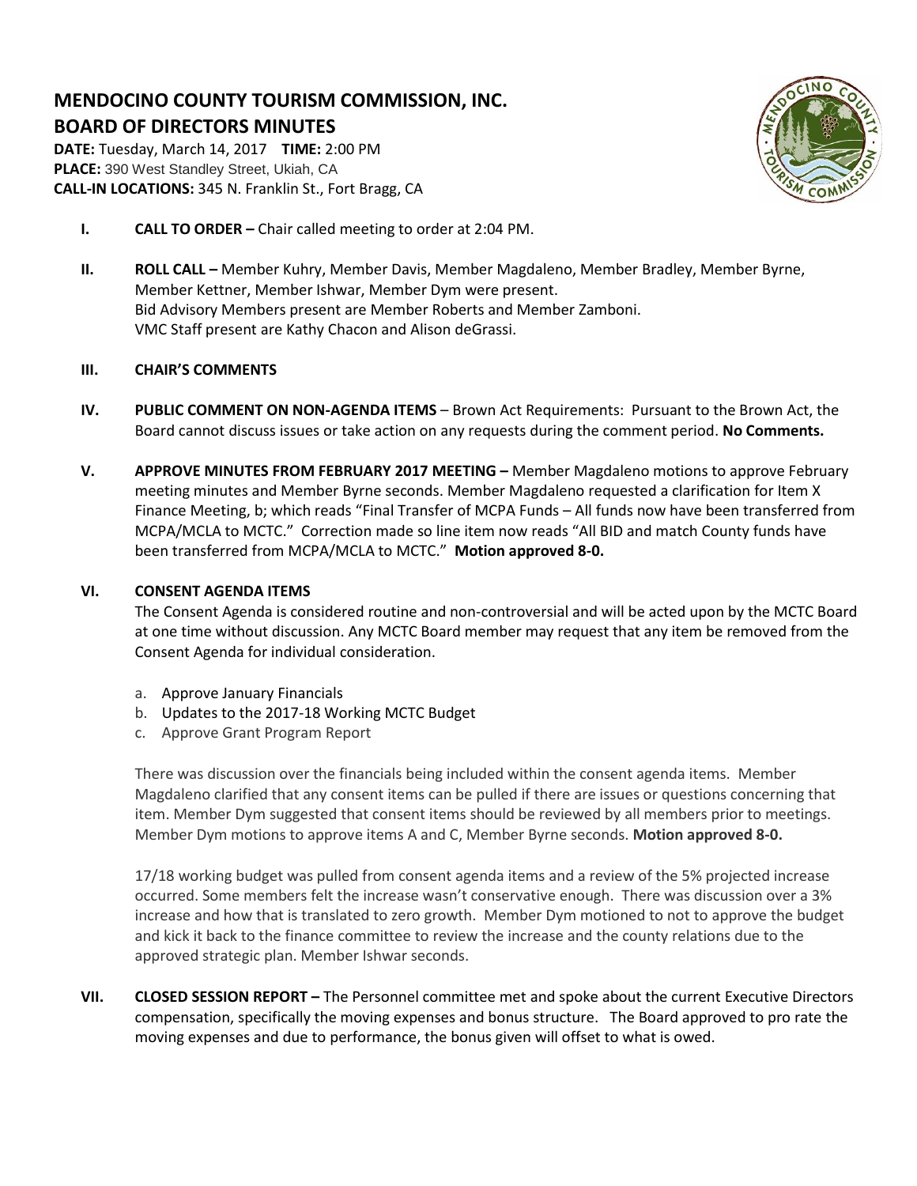# MENDOCINO COUNTY TOURISM COMMISSION, INC.
## BOARD OF DIRECTORS MINUTES

**DATE:** Tuesday, March 14, 2017 **TIME:** 2:00 PM
**PLACE:** 390 West Standley Street, Ukiah, CA
**CALL-IN LOCATIONS:** 345 N. Franklin St., Fort Bragg, CA

**I. CALL TO ORDER –** Chair called meeting to order at 2:04 PM.

**II. ROLL CALL –** Member Kuhry, Member Davis, Member Magdaleno, Member Bradley, Member Byrne, Member Kettner, Member Ishwar, Member Dym were present.
Bid Advisory Members present are Member Roberts and Member Zamboni.
VMC Staff present are Kathy Chacon and Alison deGrassi.

**III. CHAIR'S COMMENTS**

**IV. PUBLIC COMMENT ON NON-AGENDA ITEMS** – Brown Act Requirements: Pursuant to the Brown Act, the Board cannot discuss issues or take action on any requests during the comment period. **No Comments.**

**V. APPROVE MINUTES FROM FEBRUARY 2017 MEETING –** Member Magdaleno motions to approve February meeting minutes and Member Byrne seconds. Member Magdaleno requested a clarification for Item X Finance Meeting, b; which reads "Final Transfer of MCPA Funds – All funds now have been transferred from MCPA/MCLA to MCTC." Correction made so line item now reads "All BID and match County funds have been transferred from MCPA/MCLA to MCTC." **Motion approved 8-0.**

**VI. CONSENT AGENDA ITEMS**

The Consent Agenda is considered routine and non-controversial and will be acted upon by the MCTC Board at one time without discussion. Any MCTC Board member may request that any item be removed from the Consent Agenda for individual consideration.

a. Approve January Financials
b. Updates to the 2017-18 Working MCTC Budget
c. Approve Grant Program Report

There was discussion over the financials being included within the consent agenda items. Member Magdaleno clarified that any consent items can be pulled if there are issues or questions concerning that item. Member Dym suggested that consent items should be reviewed by all members prior to meetings. Member Dym motions to approve items A and C, Member Byrne seconds. **Motion approved 8-0.**

17/18 working budget was pulled from consent agenda items and a review of the 5% projected increase occurred. Some members felt the increase wasn't conservative enough. There was discussion over a 3% increase and how that is translated to zero growth. Member Dym motioned to not to approve the budget and kick it back to the finance committee to review the increase and the county relations due to the approved strategic plan. Member Ishwar seconds.

**VII. CLOSED SESSION REPORT –** The Personnel committee met and spoke about the current Executive Directors compensation, specifically the moving expenses and bonus structure. The Board approved to pro rate the moving expenses and due to performance, the bonus given will offset to what is owed.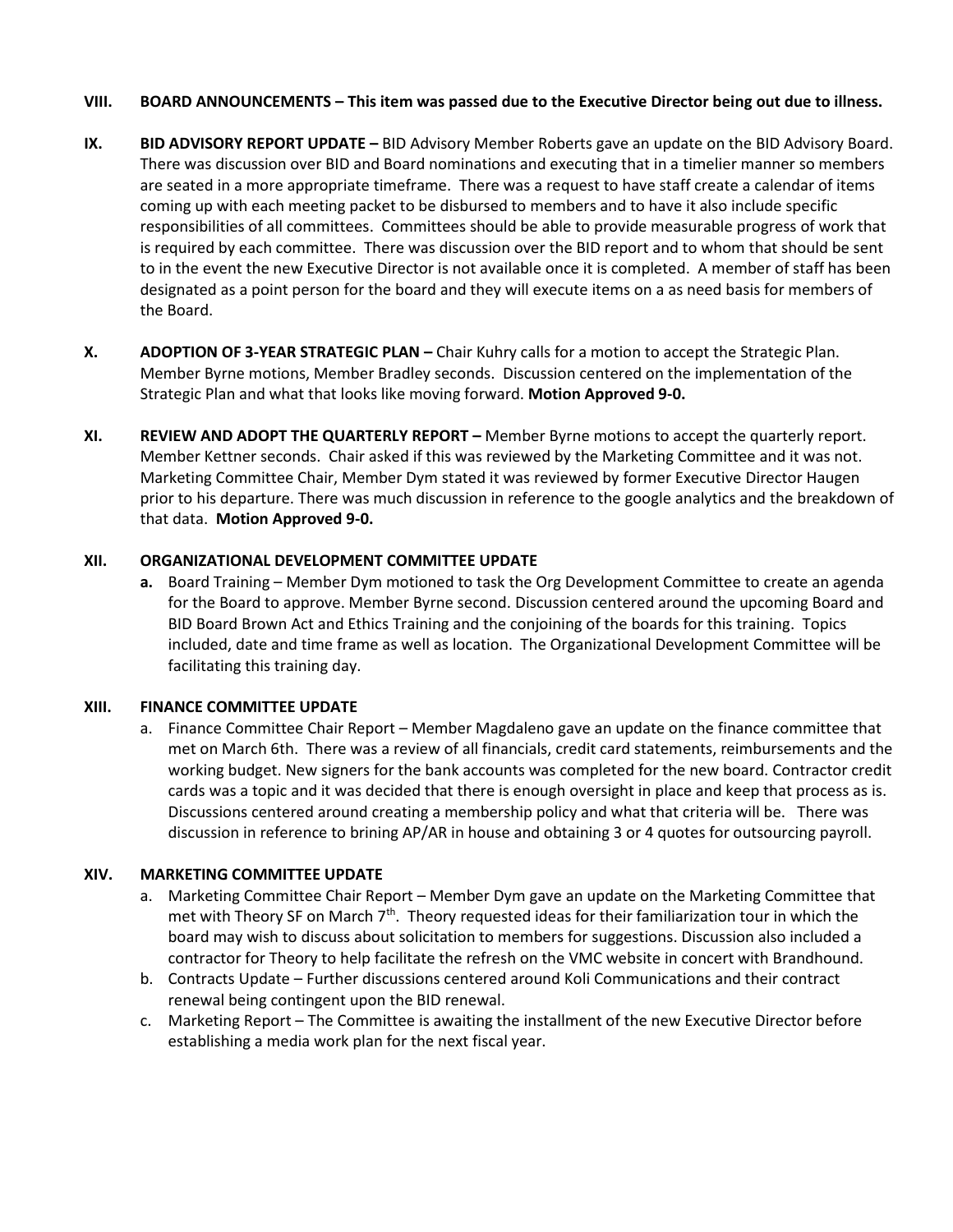**VIII. BOARD ANNOUNCEMENTS – This item was passed due to the Executive Director being out due to illness.**

**IX. BID ADVISORY REPORT UPDATE –** BID Advisory Member Roberts gave an update on the BID Advisory Board. There was discussion over BID and Board nominations and executing that in a timelier manner so members are seated in a more appropriate timeframe. There was a request to have staff create a calendar of items coming up with each meeting packet to be disbursed to members and to have it also include specific responsibilities of all committees. Committees should be able to provide measurable progress of work that is required by each committee. There was discussion over the BID report and to whom that should be sent to in the event the new Executive Director is not available once it is completed. A member of staff has been designated as a point person for the board and they will execute items on a as need basis for members of the Board.

**X. ADOPTION OF 3-YEAR STRATEGIC PLAN –** Chair Kuhry calls for a motion to accept the Strategic Plan. Member Byrne motions, Member Bradley seconds. Discussion centered on the implementation of the Strategic Plan and what that looks like moving forward. **Motion Approved 9-0.**

**XI. REVIEW AND ADOPT THE QUARTERLY REPORT –** Member Byrne motions to accept the quarterly report. Member Kettner seconds. Chair asked if this was reviewed by the Marketing Committee and it was not. Marketing Committee Chair, Member Dym stated it was reviewed by former Executive Director Haugen prior to his departure. There was much discussion in reference to the google analytics and the breakdown of that data. **Motion Approved 9-0.**

**XII. ORGANIZATIONAL DEVELOPMENT COMMITTEE UPDATE**

**a.** Board Training – Member Dym motioned to task the Org Development Committee to create an agenda for the Board to approve. Member Byrne second. Discussion centered around the upcoming Board and BID Board Brown Act and Ethics Training and the conjoining of the boards for this training. Topics included, date and time frame as well as location. The Organizational Development Committee will be facilitating this training day.

**XIII. FINANCE COMMITTEE UPDATE**

a. Finance Committee Chair Report – Member Magdaleno gave an update on the finance committee that met on March 6th. There was a review of all financials, credit card statements, reimbursements and the working budget. New signers for the bank accounts was completed for the new board. Contractor credit cards was a topic and it was decided that there is enough oversight in place and keep that process as is. Discussions centered around creating a membership policy and what that criteria will be. There was discussion in reference to brining AP/AR in house and obtaining 3 or 4 quotes for outsourcing payroll.

**XIV. MARKETING COMMITTEE UPDATE**

a. Marketing Committee Chair Report – Member Dym gave an update on the Marketing Committee that met with Theory SF on March 7th. Theory requested ideas for their familiarization tour in which the board may wish to discuss about solicitation to members for suggestions. Discussion also included a contractor for Theory to help facilitate the refresh on the VMC website in concert with Brandhound.

b. Contracts Update – Further discussions centered around Koli Communications and their contract renewal being contingent upon the BID renewal.

c. Marketing Report – The Committee is awaiting the installment of the new Executive Director before establishing a media work plan for the next fiscal year.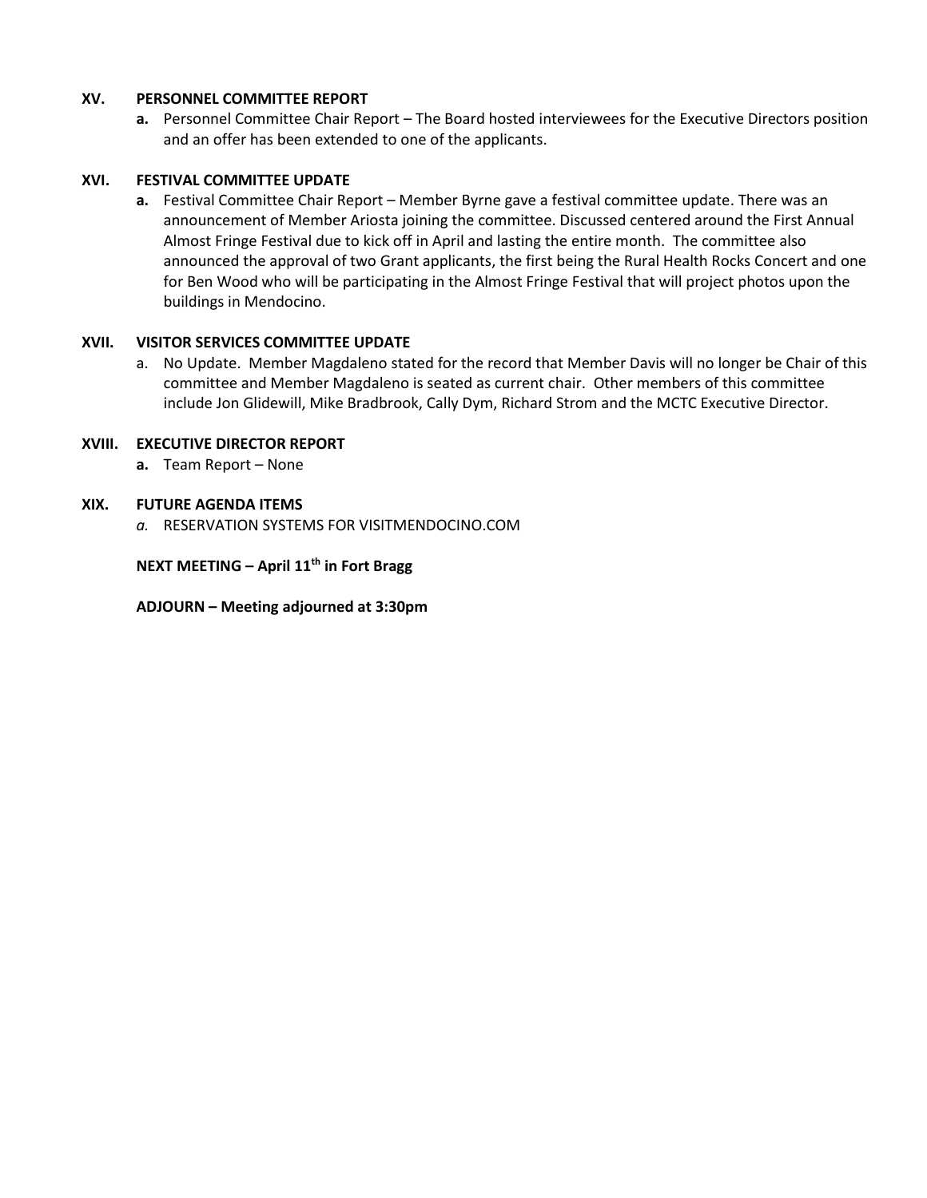## XV. PERSONNEL COMMITTEE REPORT

**a.** Personnel Committee Chair Report – The Board hosted interviewees for the Executive Directors position and an offer has been extended to one of the applicants.

## XVI. FESTIVAL COMMITTEE UPDATE

**a.** Festival Committee Chair Report – Member Byrne gave a festival committee update. There was an announcement of Member Ariosta joining the committee. Discussed centered around the First Annual Almost Fringe Festival due to kick off in April and lasting the entire month. The committee also announced the approval of two Grant applicants, the first being the Rural Health Rocks Concert and one for Ben Wood who will be participating in the Almost Fringe Festival that will project photos upon the buildings in Mendocino.

## XVII. VISITOR SERVICES COMMITTEE UPDATE

a. No Update. Member Magdaleno stated for the record that Member Davis will no longer be Chair of this committee and Member Magdaleno is seated as current chair. Other members of this committee include Jon Glidewill, Mike Bradbrook, Cally Dym, Richard Strom and the MCTC Executive Director.

## XVIII. EXECUTIVE DIRECTOR REPORT

**a.** Team Report – None

## XIX. FUTURE AGENDA ITEMS

*a.* RESERVATION SYSTEMS FOR VISITMENDOCINO.COM

**NEXT MEETING – April 11th in Fort Bragg**

**ADJOURN – Meeting adjourned at 3:30pm**